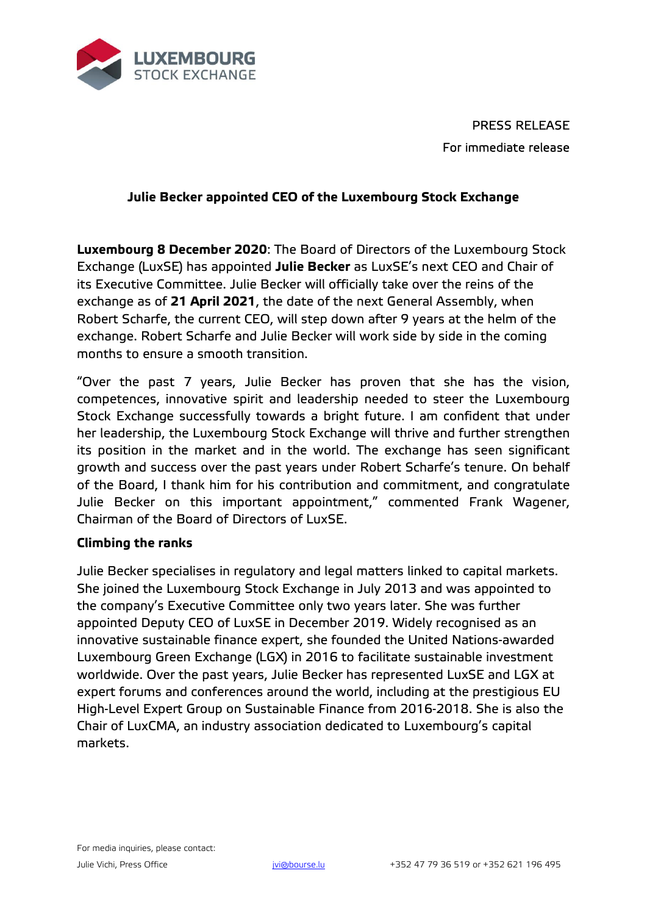PRESS RELEASE

For immediate release

# Julie Becker appointed CEO of the Luxembourg Stock Exchange

**Luxembourg 8 December 2020**: The Board of Directors of the Luxembourg Stock Exchange (LuxSE) has appointed **Julie Becker** as LuxSE's next CEO and Chair of its Executive Committee. Julie Becker will officially take over the reins of the exchange as of **21 April 2021**, the date of the next General Assembly, when Robert Scharfe, the current CEO, will step down after 9 years at the helm of the exchange. Robert Scharfe and Julie Becker will work side by side in the coming months to ensure a smooth transition.

"Over the past 7 years, Julie Becker has proven that she has the vision, competences, innovative spirit and leadership needed to steer the Luxembourg Stock Exchange successfully towards a bright future. I am confident that under her leadership, the Luxembourg Stock Exchange will thrive and further strengthen its position in the market and in the world. The exchange has seen significant growth and success over the past years under Robert Scharfe's tenure. On behalf of the Board, I thank him for his contribution and commitment, and congratulate Julie Becker on this important appointment," commented Frank Wagener, Chairman of the Board of Directors of LuxSE.

## Climbing the ranks

Julie Becker specialises in regulatory and legal matters linked to capital markets. She joined the Luxembourg Stock Exchange in July 2013 and was appointed to the company's Executive Committee only two years later. She was further appointed Deputy CEO of LuxSE in December 2019. Widely recognised as an innovative sustainable finance expert, she founded the United Nations-awarded Luxembourg Green Exchange (LGX) in 2016 to facilitate sustainable investment worldwide. Over the past years, Julie Becker has represented LuxSE and LGX at expert forums and conferences around the world, including at the prestigious EU High-Level Expert Group on Sustainable Finance from 2016-2018. She is also the Chair of LuxCMA, an industry association dedicated to Luxembourg's capital markets.

For media inquiries, please contact:

Julie Vichi, Press Office | jvi@bourse.lu | +352 47 79 36 519 or +352 621 196 495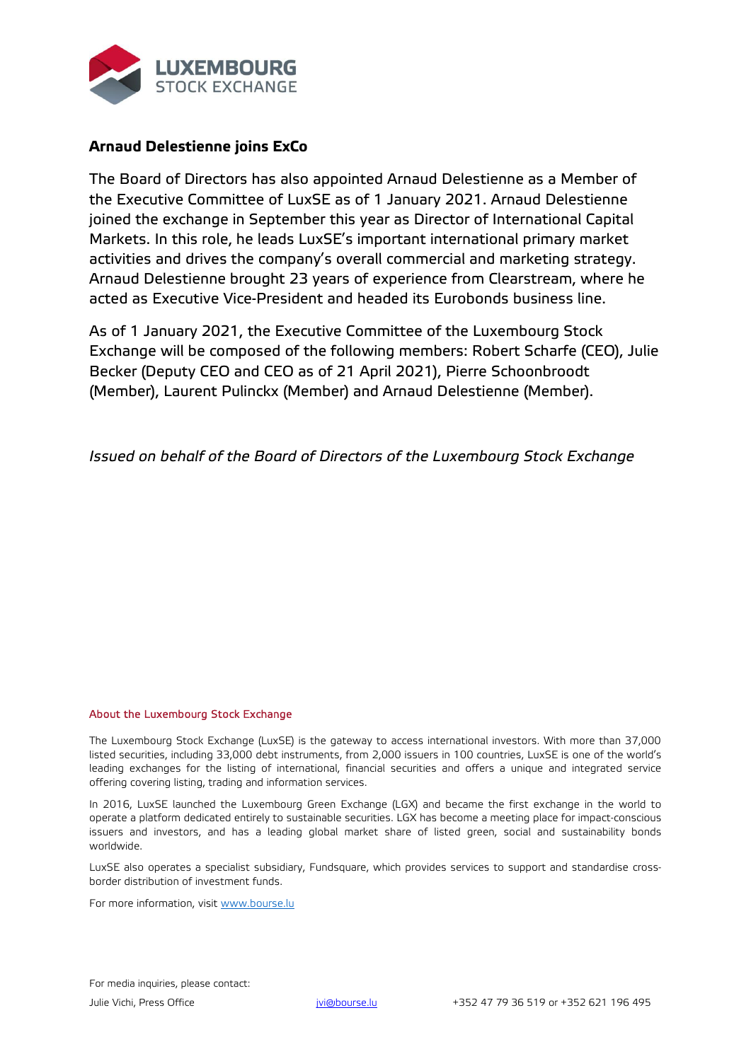**Arnaud Delestienne joins ExCo**

The Board of Directors has also appointed Arnaud Delestienne as a Member of the Executive Committee of LuxSE as of 1 January 2021. Arnaud Delestienne joined the exchange in September this year as Director of International Capital Markets. In this role, he leads LuxSE's important international primary market activities and drives the company's overall commercial and marketing strategy. Arnaud Delestienne brought 23 years of experience from Clearstream, where he acted as Executive Vice-President and headed its Eurobonds business line.

As of 1 January 2021, the Executive Committee of the Luxembourg Stock Exchange will be composed of the following members: Robert Scharfe (CEO), Julie Becker (Deputy CEO and CEO as of 21 April 2021), Pierre Schoonbroodt (Member), Laurent Pulinckx (Member) and Arnaud Delestienne (Member).

*Issued on behalf of the Board of Directors of the Luxembourg Stock Exchange*

**About the Luxembourg Stock Exchange**

The Luxembourg Stock Exchange (LuxSE) is the gateway to access international investors. With more than 37,000 listed securities, including 33,000 debt instruments, from 2,000 issuers in 100 countries, LuxSE is one of the world's leading exchanges for the listing of international, financial securities and offers a unique and integrated service offering covering listing, trading and information services.

In 2016, LuxSE launched the Luxembourg Green Exchange (LGX) and became the first exchange in the world to operate a platform dedicated entirely to sustainable securities. LGX has become a meeting place for impact-conscious issuers and investors, and has a leading global market share of listed green, social and sustainability bonds worldwide.

LuxSE also operates a specialist subsidiary, Fundsquare, which provides services to support and standardise cross-border distribution of investment funds.

For more information, visit www.bourse.lu

For media inquiries, please contact:

Julie Vichi, Press Office jvi@bourse.lu +352 47 79 36 519 or +352 621 196 495